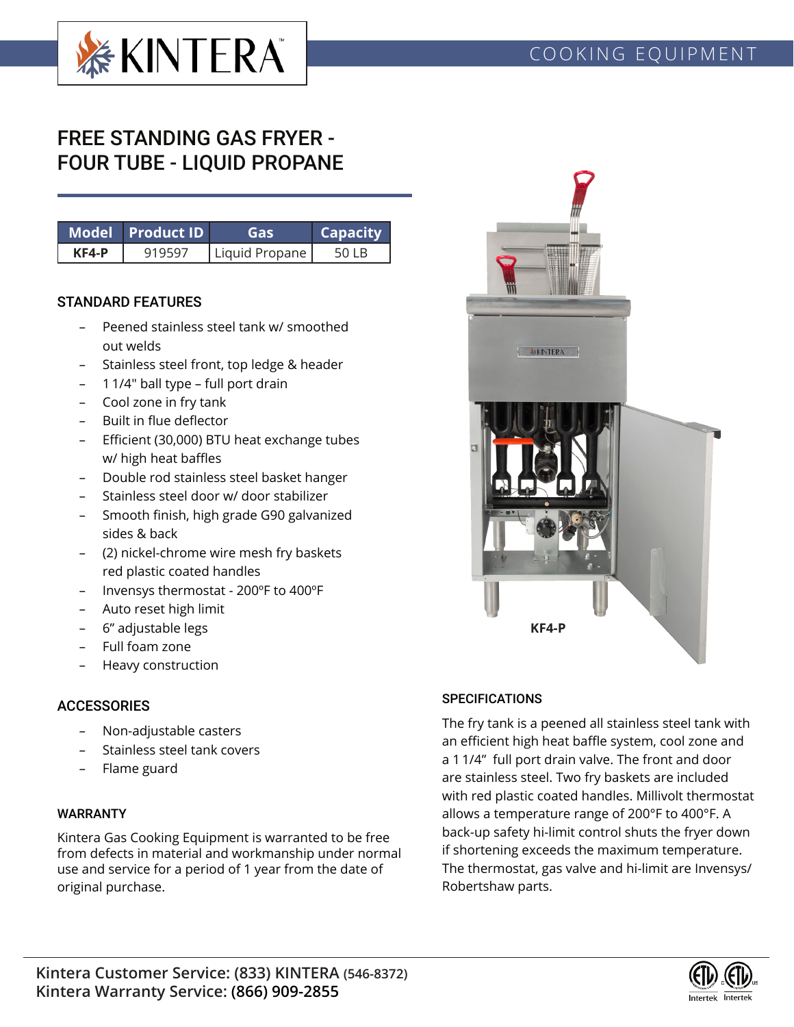KINTERA

COOKING EQUIPMENT

# FREE STANDING GAS FRYER - FOUR TUBE - LIQUID PROPANE

| Model | Product ID | Gas | Capacity |
| --- | --- | --- | --- |
| KF4-P | 919597 | Liquid Propane | 50 LB |

## STANDARD FEATURES

- Peened stainless steel tank w/ smoothed out welds
- Stainless steel front, top ledge & header
- 1 1/4" ball type – full port drain
- Cool zone in fry tank
- Built in flue deflector
- Efficient (30,000) BTU heat exchange tubes w/ high heat baffles
- Double rod stainless steel basket hanger
- Stainless steel door w/ door stabilizer
- Smooth finish, high grade G90 galvanized sides & back
- (2) nickel-chrome wire mesh fry baskets red plastic coated handles
- Invensys thermostat - 200ºF to 400ºF
- Auto reset high limit
- 6" adjustable legs
- Full foam zone
- Heavy construction

KF4-P

## ACCESSORIES

- Non-adjustable casters
- Stainless steel tank covers
- Flame guard

## WARRANTY

Kintera Gas Cooking Equipment is warranted to be free from defects in material and workmanship under normal use and service for a period of 1 year from the date of original purchase.

## SPECIFICATIONS

The fry tank is a peened all stainless steel tank with an efficient high heat baffle system, cool zone and a 1 1/4" full port drain valve. The front and door are stainless steel. Two fry baskets are included with red plastic coated handles. Millivolt thermostat allows a temperature range of 200°F to 400°F. A back-up safety hi-limit control shuts the fryer down if shortening exceeds the maximum temperature. The thermostat, gas valve and hi-limit are Invensys/ Robertshaw parts.

**Kintera Customer Service: (833) KINTERA (546-8372)**
**Kintera Warranty Service: (866) 909-2855**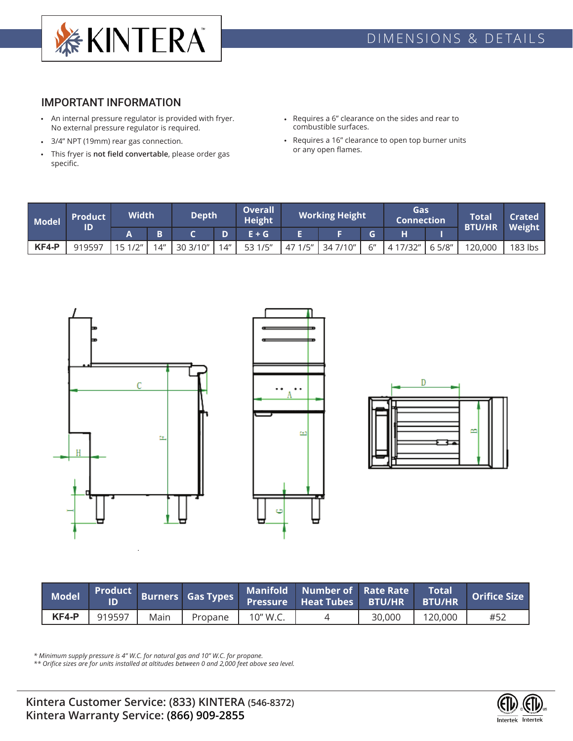## IMPORTANT INFORMATION

- An internal pressure regulator is provided with fryer. No external pressure regulator is required.
- 3/4" NPT (19mm) rear gas connection.
- This fryer is **not field convertable**, please order gas specific.
- Requires a 6" clearance on the sides and rear to combustible surfaces.
- Requires a 16" clearance to open top burner units or any open flames.

| Model | Product ID | Width | | Depth | | Overall Height | Working Height | | | Gas Connection | | Total BTU/HR | Crated Weight |
|---|---|---|---|---|---|---|---|---|---|---|---|---|---|
| | | A | B | C | D | E + G | E | F | G | H | I | | |
| **KF4-P** | 919597 | 15 1/2" | 14" | 30 3/10" | 14" | 53 1/5" | 47 1/5" | 34 7/10" | 6" | 4 17/32" | 6 5/8" | 120,000 | 183 lbs |

C

F

H

I

A

E

G

D

B

| Model | Product ID | Burners | Gas Types | Manifold Pressure | Number of Heat Tubes | Rate Rate BTU/HR | Total BTU/HR | Orifice Size |
|---|---|---|---|---|---|---|---|---|
| **KF4-P** | 919597 | Main | Propane | 10" W.C. | 4 | 30,000 | 120,000 | #52 |

*\* Minimum supply pressure is 4" W.C. for natural gas and 10" W.C. for propane.*
*\*\* Orifice sizes are for units installed at altitudes between 0 and 2,000 feet above sea level.*

**Kintera Customer Service: (833) KINTERA (546-8372)**
**Kintera Warranty Service: (866) 909-2855**